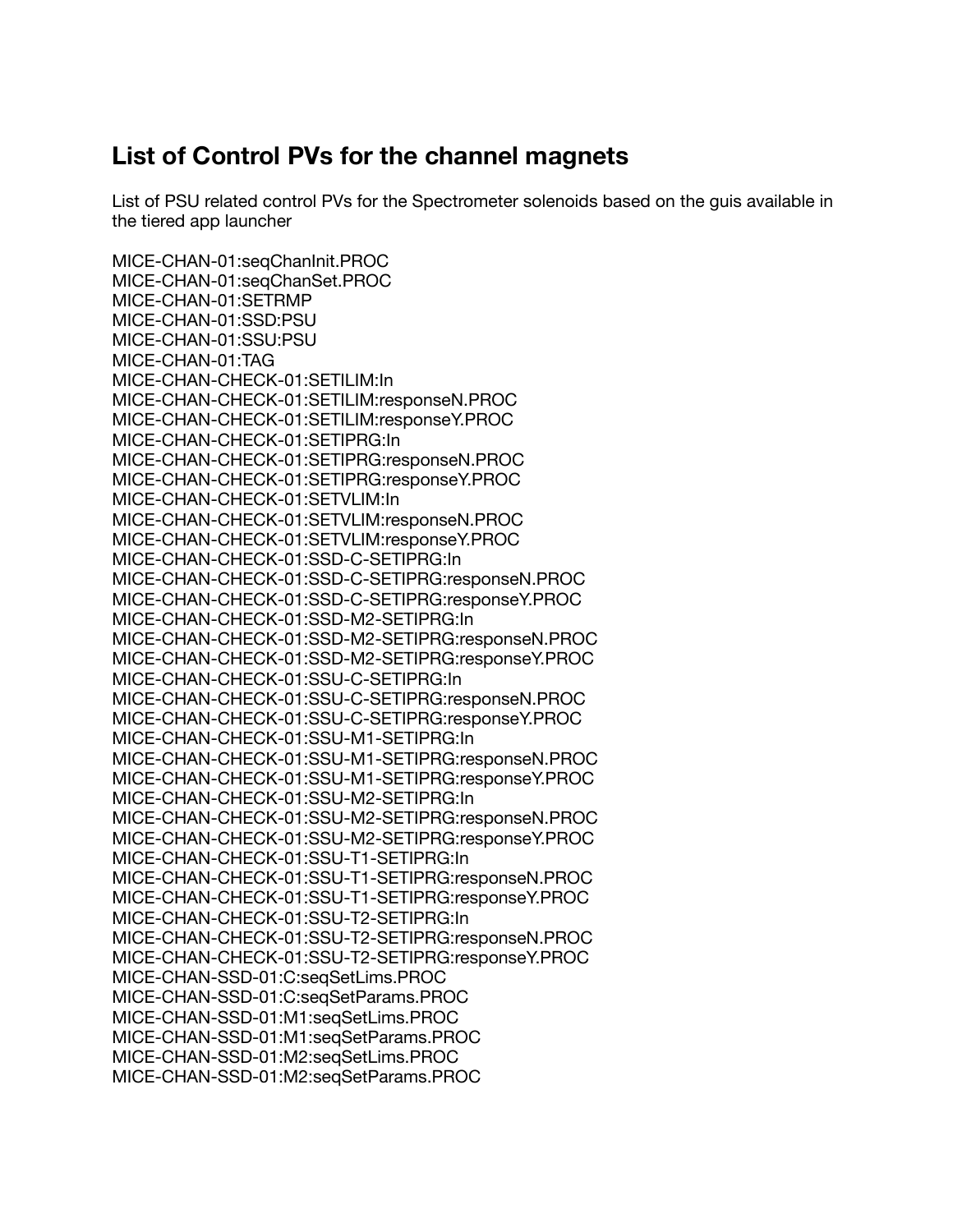## List of Control PVs for the channel magnets

List of PSU related control PVs for the Spectrometer solenoids based on the guis available in the tiered app launcher

MICE-CHAN-01:seqChanInit.PROC
MICE-CHAN-01:seqChanSet.PROC
MICE-CHAN-01:SETRMP
MICE-CHAN-01:SSD:PSU
MICE-CHAN-01:SSU:PSU
MICE-CHAN-01:TAG
MICE-CHAN-CHECK-01:SETILIM:In
MICE-CHAN-CHECK-01:SETILIM:responseN.PROC
MICE-CHAN-CHECK-01:SETILIM:responseY.PROC
MICE-CHAN-CHECK-01:SETIPRG:In
MICE-CHAN-CHECK-01:SETIPRG:responseN.PROC
MICE-CHAN-CHECK-01:SETIPRG:responseY.PROC
MICE-CHAN-CHECK-01:SETVLIM:In
MICE-CHAN-CHECK-01:SETVLIM:responseN.PROC
MICE-CHAN-CHECK-01:SETVLIM:responseY.PROC
MICE-CHAN-CHECK-01:SSD-C-SETIPRG:In
MICE-CHAN-CHECK-01:SSD-C-SETIPRG:responseN.PROC
MICE-CHAN-CHECK-01:SSD-C-SETIPRG:responseY.PROC
MICE-CHAN-CHECK-01:SSD-M2-SETIPRG:In
MICE-CHAN-CHECK-01:SSD-M2-SETIPRG:responseN.PROC
MICE-CHAN-CHECK-01:SSD-M2-SETIPRG:responseY.PROC
MICE-CHAN-CHECK-01:SSU-C-SETIPRG:In
MICE-CHAN-CHECK-01:SSU-C-SETIPRG:responseN.PROC
MICE-CHAN-CHECK-01:SSU-C-SETIPRG:responseY.PROC
MICE-CHAN-CHECK-01:SSU-M1-SETIPRG:In
MICE-CHAN-CHECK-01:SSU-M1-SETIPRG:responseN.PROC
MICE-CHAN-CHECK-01:SSU-M1-SETIPRG:responseY.PROC
MICE-CHAN-CHECK-01:SSU-M2-SETIPRG:In
MICE-CHAN-CHECK-01:SSU-M2-SETIPRG:responseN.PROC
MICE-CHAN-CHECK-01:SSU-M2-SETIPRG:responseY.PROC
MICE-CHAN-CHECK-01:SSU-T1-SETIPRG:In
MICE-CHAN-CHECK-01:SSU-T1-SETIPRG:responseN.PROC
MICE-CHAN-CHECK-01:SSU-T1-SETIPRG:responseY.PROC
MICE-CHAN-CHECK-01:SSU-T2-SETIPRG:In
MICE-CHAN-CHECK-01:SSU-T2-SETIPRG:responseN.PROC
MICE-CHAN-CHECK-01:SSU-T2-SETIPRG:responseY.PROC
MICE-CHAN-SSD-01:C:seqSetLims.PROC
MICE-CHAN-SSD-01:C:seqSetParams.PROC
MICE-CHAN-SSD-01:M1:seqSetLims.PROC
MICE-CHAN-SSD-01:M1:seqSetParams.PROC
MICE-CHAN-SSD-01:M2:seqSetLims.PROC
MICE-CHAN-SSD-01:M2:seqSetParams.PROC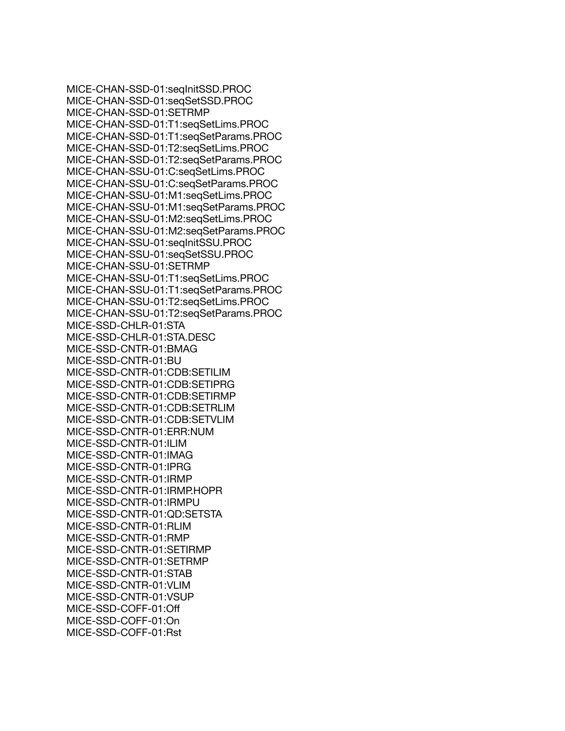MICE-CHAN-SSD-01:seqInitSSD.PROC
MICE-CHAN-SSD-01:seqSetSSD.PROC
MICE-CHAN-SSD-01:SETRMP
MICE-CHAN-SSD-01:T1:seqSetLims.PROC
MICE-CHAN-SSD-01:T1:seqSetParams.PROC
MICE-CHAN-SSD-01:T2:seqSetLims.PROC
MICE-CHAN-SSD-01:T2:seqSetParams.PROC
MICE-CHAN-SSU-01:C:seqSetLims.PROC
MICE-CHAN-SSU-01:C:seqSetParams.PROC
MICE-CHAN-SSU-01:M1:seqSetLims.PROC
MICE-CHAN-SSU-01:M1:seqSetParams.PROC
MICE-CHAN-SSU-01:M2:seqSetLims.PROC
MICE-CHAN-SSU-01:M2:seqSetParams.PROC
MICE-CHAN-SSU-01:seqInitSSU.PROC
MICE-CHAN-SSU-01:seqSetSSU.PROC
MICE-CHAN-SSU-01:SETRMP
MICE-CHAN-SSU-01:T1:seqSetLims.PROC
MICE-CHAN-SSU-01:T1:seqSetParams.PROC
MICE-CHAN-SSU-01:T2:seqSetLims.PROC
MICE-CHAN-SSU-01:T2:seqSetParams.PROC
MICE-SSD-CHLR-01:STA
MICE-SSD-CHLR-01:STA.DESC
MICE-SSD-CNTR-01:BMAG
MICE-SSD-CNTR-01:BU
MICE-SSD-CNTR-01:CDB:SETILIM
MICE-SSD-CNTR-01:CDB:SETIPRG
MICE-SSD-CNTR-01:CDB:SETIRMP
MICE-SSD-CNTR-01:CDB:SETRLIM
MICE-SSD-CNTR-01:CDB:SETVLIM
MICE-SSD-CNTR-01:ERR:NUM
MICE-SSD-CNTR-01:ILIM
MICE-SSD-CNTR-01:IMAG
MICE-SSD-CNTR-01:IPRG
MICE-SSD-CNTR-01:IRMP
MICE-SSD-CNTR-01:IRMP.HOPR
MICE-SSD-CNTR-01:IRMPU
MICE-SSD-CNTR-01:QD:SETSTA
MICE-SSD-CNTR-01:RLIM
MICE-SSD-CNTR-01:RMP
MICE-SSD-CNTR-01:SETIRMP
MICE-SSD-CNTR-01:SETRMP
MICE-SSD-CNTR-01:STAB
MICE-SSD-CNTR-01:VLIM
MICE-SSD-CNTR-01:VSUP
MICE-SSD-COFF-01:Off
MICE-SSD-COFF-01:On
MICE-SSD-COFF-01:Rst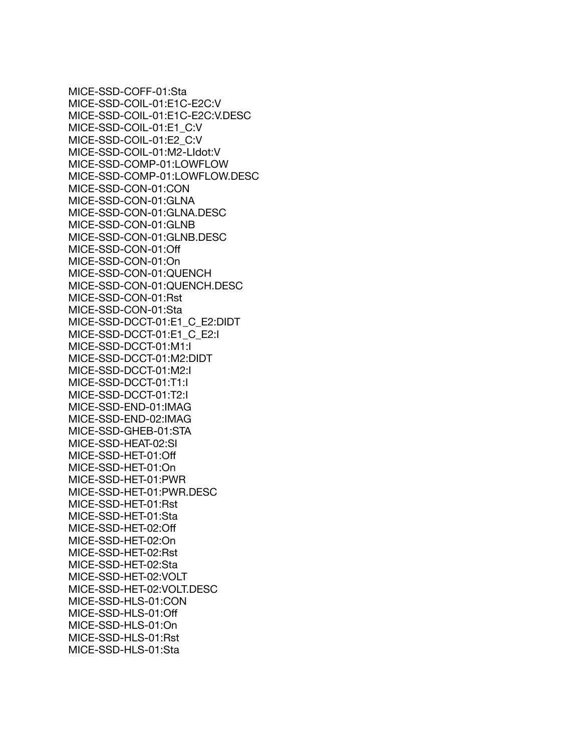MICE-SSD-COFF-01:Sta
MICE-SSD-COIL-01:E1C-E2C:V
MICE-SSD-COIL-01:E1C-E2C:V.DESC
MICE-SSD-COIL-01:E1_C:V
MICE-SSD-COIL-01:E2_C:V
MICE-SSD-COIL-01:M2-LIdot:V
MICE-SSD-COMP-01:LOWFLOW
MICE-SSD-COMP-01:LOWFLOW.DESC
MICE-SSD-CON-01:CON
MICE-SSD-CON-01:GLNA
MICE-SSD-CON-01:GLNA.DESC
MICE-SSD-CON-01:GLNB
MICE-SSD-CON-01:GLNB.DESC
MICE-SSD-CON-01:Off
MICE-SSD-CON-01:On
MICE-SSD-CON-01:QUENCH
MICE-SSD-CON-01:QUENCH.DESC
MICE-SSD-CON-01:Rst
MICE-SSD-CON-01:Sta
MICE-SSD-DCCT-01:E1_C_E2:DIDT
MICE-SSD-DCCT-01:E1_C_E2:I
MICE-SSD-DCCT-01:M1:I
MICE-SSD-DCCT-01:M2:DIDT
MICE-SSD-DCCT-01:M2:I
MICE-SSD-DCCT-01:T1:I
MICE-SSD-DCCT-01:T2:I
MICE-SSD-END-01:IMAG
MICE-SSD-END-02:IMAG
MICE-SSD-GHEB-01:STA
MICE-SSD-HEAT-02:SI
MICE-SSD-HET-01:Off
MICE-SSD-HET-01:On
MICE-SSD-HET-01:PWR
MICE-SSD-HET-01:PWR.DESC
MICE-SSD-HET-01:Rst
MICE-SSD-HET-01:Sta
MICE-SSD-HET-02:Off
MICE-SSD-HET-02:On
MICE-SSD-HET-02:Rst
MICE-SSD-HET-02:Sta
MICE-SSD-HET-02:VOLT
MICE-SSD-HET-02:VOLT.DESC
MICE-SSD-HLS-01:CON
MICE-SSD-HLS-01:Off
MICE-SSD-HLS-01:On
MICE-SSD-HLS-01:Rst
MICE-SSD-HLS-01:Sta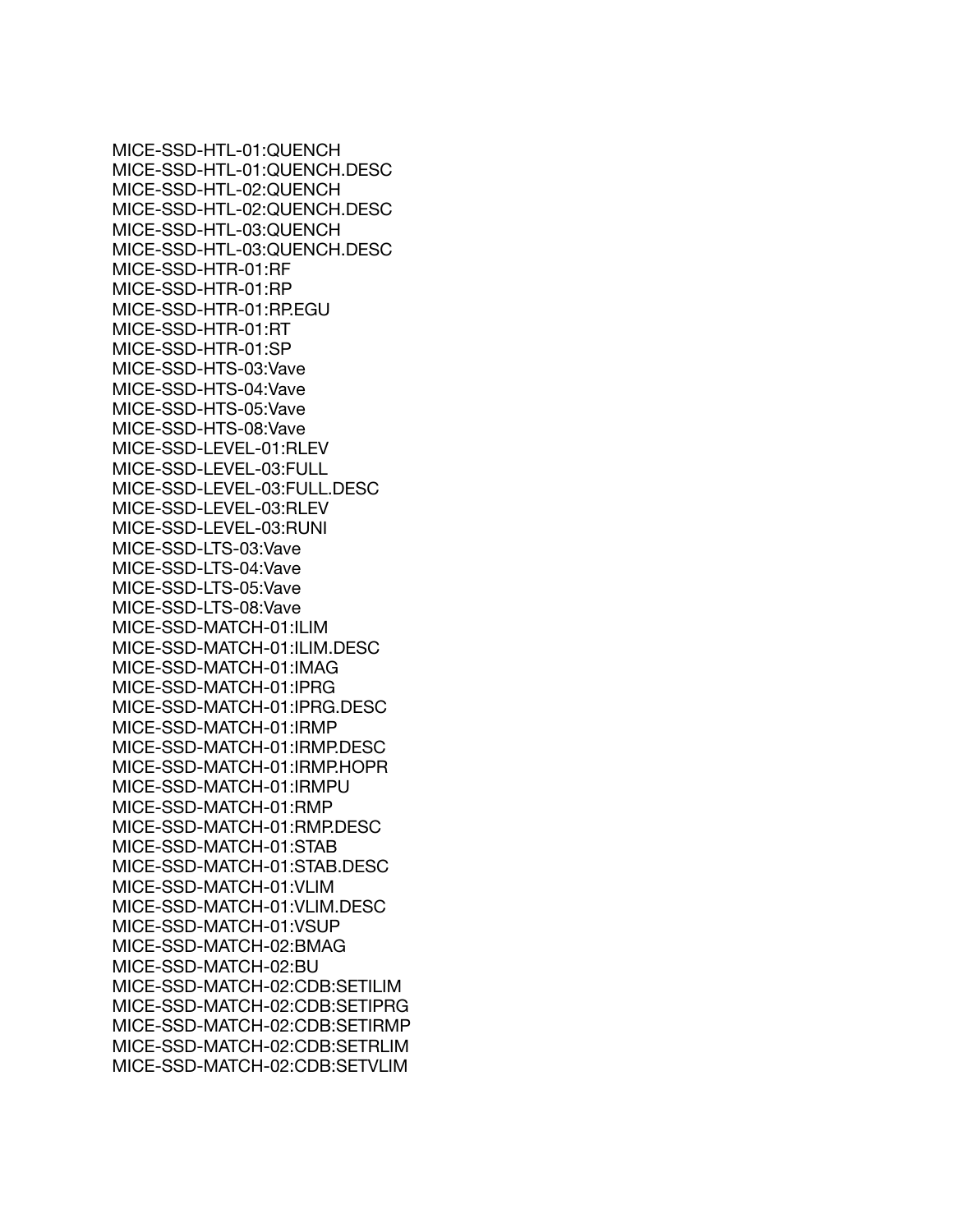MICE-SSD-HTL-01:QUENCH
MICE-SSD-HTL-01:QUENCH.DESC
MICE-SSD-HTL-02:QUENCH
MICE-SSD-HTL-02:QUENCH.DESC
MICE-SSD-HTL-03:QUENCH
MICE-SSD-HTL-03:QUENCH.DESC
MICE-SSD-HTR-01:RF
MICE-SSD-HTR-01:RP
MICE-SSD-HTR-01:RP.EGU
MICE-SSD-HTR-01:RT
MICE-SSD-HTR-01:SP
MICE-SSD-HTS-03:Vave
MICE-SSD-HTS-04:Vave
MICE-SSD-HTS-05:Vave
MICE-SSD-HTS-08:Vave
MICE-SSD-LEVEL-01:RLEV
MICE-SSD-LEVEL-03:FULL
MICE-SSD-LEVEL-03:FULL.DESC
MICE-SSD-LEVEL-03:RLEV
MICE-SSD-LEVEL-03:RUNI
MICE-SSD-LTS-03:Vave
MICE-SSD-LTS-04:Vave
MICE-SSD-LTS-05:Vave
MICE-SSD-LTS-08:Vave
MICE-SSD-MATCH-01:ILIM
MICE-SSD-MATCH-01:ILIM.DESC
MICE-SSD-MATCH-01:IMAG
MICE-SSD-MATCH-01:IPRG
MICE-SSD-MATCH-01:IPRG.DESC
MICE-SSD-MATCH-01:IRMP
MICE-SSD-MATCH-01:IRMP.DESC
MICE-SSD-MATCH-01:IRMP.HOPR
MICE-SSD-MATCH-01:IRMPU
MICE-SSD-MATCH-01:RMP
MICE-SSD-MATCH-01:RMP.DESC
MICE-SSD-MATCH-01:STAB
MICE-SSD-MATCH-01:STAB.DESC
MICE-SSD-MATCH-01:VLIM
MICE-SSD-MATCH-01:VLIM.DESC
MICE-SSD-MATCH-01:VSUP
MICE-SSD-MATCH-02:BMAG
MICE-SSD-MATCH-02:BU
MICE-SSD-MATCH-02:CDB:SETILIM
MICE-SSD-MATCH-02:CDB:SETIPRG
MICE-SSD-MATCH-02:CDB:SETIRMP
MICE-SSD-MATCH-02:CDB:SETRLIM
MICE-SSD-MATCH-02:CDB:SETVLIM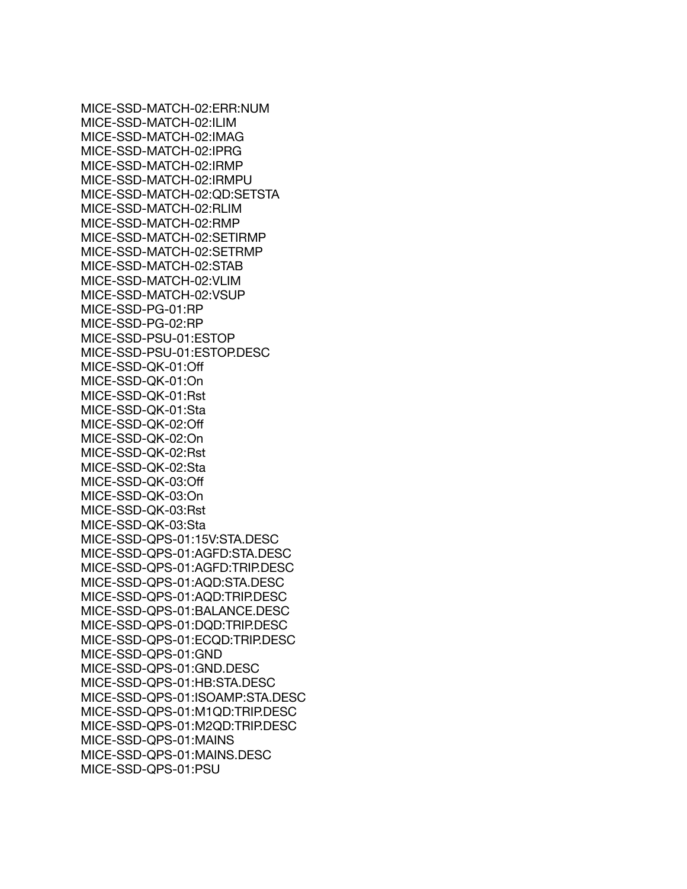MICE-SSD-MATCH-02:ERR:NUM
MICE-SSD-MATCH-02:ILIM
MICE-SSD-MATCH-02:IMAG
MICE-SSD-MATCH-02:IPRG
MICE-SSD-MATCH-02:IRMP
MICE-SSD-MATCH-02:IRMPU
MICE-SSD-MATCH-02:QD:SETSTA
MICE-SSD-MATCH-02:RLIM
MICE-SSD-MATCH-02:RMP
MICE-SSD-MATCH-02:SETIRMP
MICE-SSD-MATCH-02:SETRMP
MICE-SSD-MATCH-02:STAB
MICE-SSD-MATCH-02:VLIM
MICE-SSD-MATCH-02:VSUP
MICE-SSD-PG-01:RP
MICE-SSD-PG-02:RP
MICE-SSD-PSU-01:ESTOP
MICE-SSD-PSU-01:ESTOP.DESC
MICE-SSD-QK-01:Off
MICE-SSD-QK-01:On
MICE-SSD-QK-01:Rst
MICE-SSD-QK-01:Sta
MICE-SSD-QK-02:Off
MICE-SSD-QK-02:On
MICE-SSD-QK-02:Rst
MICE-SSD-QK-02:Sta
MICE-SSD-QK-03:Off
MICE-SSD-QK-03:On
MICE-SSD-QK-03:Rst
MICE-SSD-QK-03:Sta
MICE-SSD-QPS-01:15V:STA.DESC
MICE-SSD-QPS-01:AGFD:STA.DESC
MICE-SSD-QPS-01:AGFD:TRIP.DESC
MICE-SSD-QPS-01:AQD:STA.DESC
MICE-SSD-QPS-01:AQD:TRIP.DESC
MICE-SSD-QPS-01:BALANCE.DESC
MICE-SSD-QPS-01:DQD:TRIP.DESC
MICE-SSD-QPS-01:ECQD:TRIP.DESC
MICE-SSD-QPS-01:GND
MICE-SSD-QPS-01:GND.DESC
MICE-SSD-QPS-01:HB:STA.DESC
MICE-SSD-QPS-01:ISOAMP:STA.DESC
MICE-SSD-QPS-01:M1QD:TRIP.DESC
MICE-SSD-QPS-01:M2QD:TRIP.DESC
MICE-SSD-QPS-01:MAINS
MICE-SSD-QPS-01:MAINS.DESC
MICE-SSD-QPS-01:PSU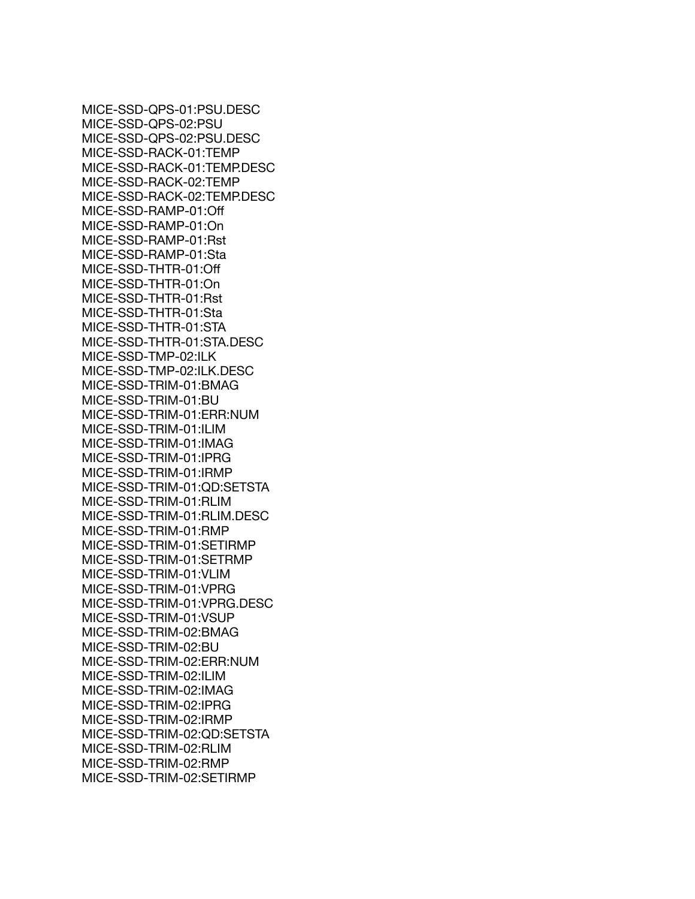MICE-SSD-QPS-01:PSU.DESC
MICE-SSD-QPS-02:PSU
MICE-SSD-QPS-02:PSU.DESC
MICE-SSD-RACK-01:TEMP
MICE-SSD-RACK-01:TEMP.DESC
MICE-SSD-RACK-02:TEMP
MICE-SSD-RACK-02:TEMP.DESC
MICE-SSD-RAMP-01:Off
MICE-SSD-RAMP-01:On
MICE-SSD-RAMP-01:Rst
MICE-SSD-RAMP-01:Sta
MICE-SSD-THTR-01:Off
MICE-SSD-THTR-01:On
MICE-SSD-THTR-01:Rst
MICE-SSD-THTR-01:Sta
MICE-SSD-THTR-01:STA
MICE-SSD-THTR-01:STA.DESC
MICE-SSD-TMP-02:ILK
MICE-SSD-TMP-02:ILK.DESC
MICE-SSD-TRIM-01:BMAG
MICE-SSD-TRIM-01:BU
MICE-SSD-TRIM-01:ERR:NUM
MICE-SSD-TRIM-01:ILIM
MICE-SSD-TRIM-01:IMAG
MICE-SSD-TRIM-01:IPRG
MICE-SSD-TRIM-01:IRMP
MICE-SSD-TRIM-01:QD:SETSTA
MICE-SSD-TRIM-01:RLIM
MICE-SSD-TRIM-01:RLIM.DESC
MICE-SSD-TRIM-01:RMP
MICE-SSD-TRIM-01:SETIRMP
MICE-SSD-TRIM-01:SETRMP
MICE-SSD-TRIM-01:VLIM
MICE-SSD-TRIM-01:VPRG
MICE-SSD-TRIM-01:VPRG.DESC
MICE-SSD-TRIM-01:VSUP
MICE-SSD-TRIM-02:BMAG
MICE-SSD-TRIM-02:BU
MICE-SSD-TRIM-02:ERR:NUM
MICE-SSD-TRIM-02:ILIM
MICE-SSD-TRIM-02:IMAG
MICE-SSD-TRIM-02:IPRG
MICE-SSD-TRIM-02:IRMP
MICE-SSD-TRIM-02:QD:SETSTA
MICE-SSD-TRIM-02:RLIM
MICE-SSD-TRIM-02:RMP
MICE-SSD-TRIM-02:SETIRMP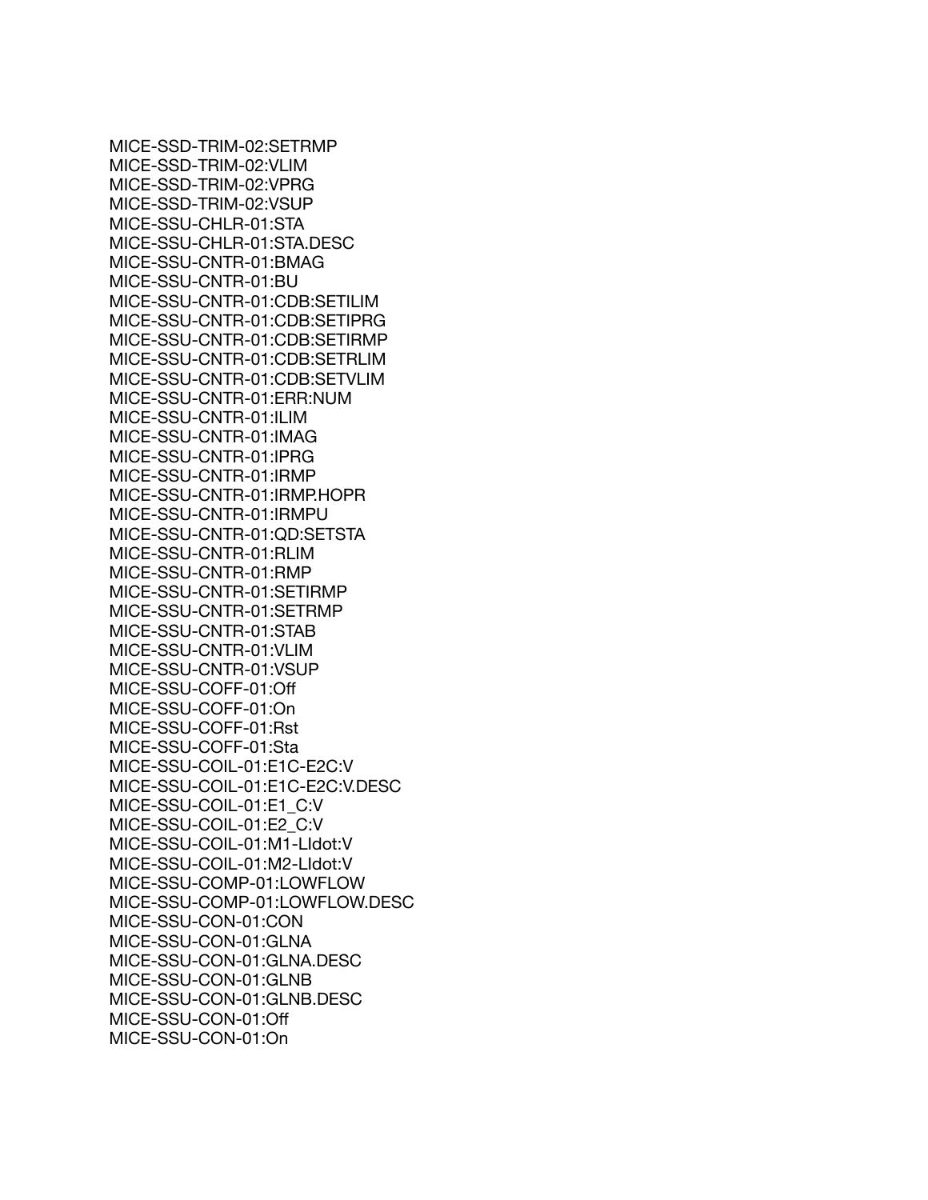MICE-SSD-TRIM-02:SETRMP
MICE-SSD-TRIM-02:VLIM
MICE-SSD-TRIM-02:VPRG
MICE-SSD-TRIM-02:VSUP
MICE-SSU-CHLR-01:STA
MICE-SSU-CHLR-01:STA.DESC
MICE-SSU-CNTR-01:BMAG
MICE-SSU-CNTR-01:BU
MICE-SSU-CNTR-01:CDB:SETILIM
MICE-SSU-CNTR-01:CDB:SETIPRG
MICE-SSU-CNTR-01:CDB:SETIRMP
MICE-SSU-CNTR-01:CDB:SETRLIM
MICE-SSU-CNTR-01:CDB:SETVLIM
MICE-SSU-CNTR-01:ERR:NUM
MICE-SSU-CNTR-01:ILIM
MICE-SSU-CNTR-01:IMAG
MICE-SSU-CNTR-01:IPRG
MICE-SSU-CNTR-01:IRMP
MICE-SSU-CNTR-01:IRMP.HOPR
MICE-SSU-CNTR-01:IRMPU
MICE-SSU-CNTR-01:QD:SETSTA
MICE-SSU-CNTR-01:RLIM
MICE-SSU-CNTR-01:RMP
MICE-SSU-CNTR-01:SETIRMP
MICE-SSU-CNTR-01:SETRMP
MICE-SSU-CNTR-01:STAB
MICE-SSU-CNTR-01:VLIM
MICE-SSU-CNTR-01:VSUP
MICE-SSU-COFF-01:Off
MICE-SSU-COFF-01:On
MICE-SSU-COFF-01:Rst
MICE-SSU-COFF-01:Sta
MICE-SSU-COIL-01:E1C-E2C:V
MICE-SSU-COIL-01:E1C-E2C:V.DESC
MICE-SSU-COIL-01:E1_C:V
MICE-SSU-COIL-01:E2_C:V
MICE-SSU-COIL-01:M1-LIdot:V
MICE-SSU-COIL-01:M2-LIdot:V
MICE-SSU-COMP-01:LOWFLOW
MICE-SSU-COMP-01:LOWFLOW.DESC
MICE-SSU-CON-01:CON
MICE-SSU-CON-01:GLNA
MICE-SSU-CON-01:GLNA.DESC
MICE-SSU-CON-01:GLNB
MICE-SSU-CON-01:GLNB.DESC
MICE-SSU-CON-01:Off
MICE-SSU-CON-01:On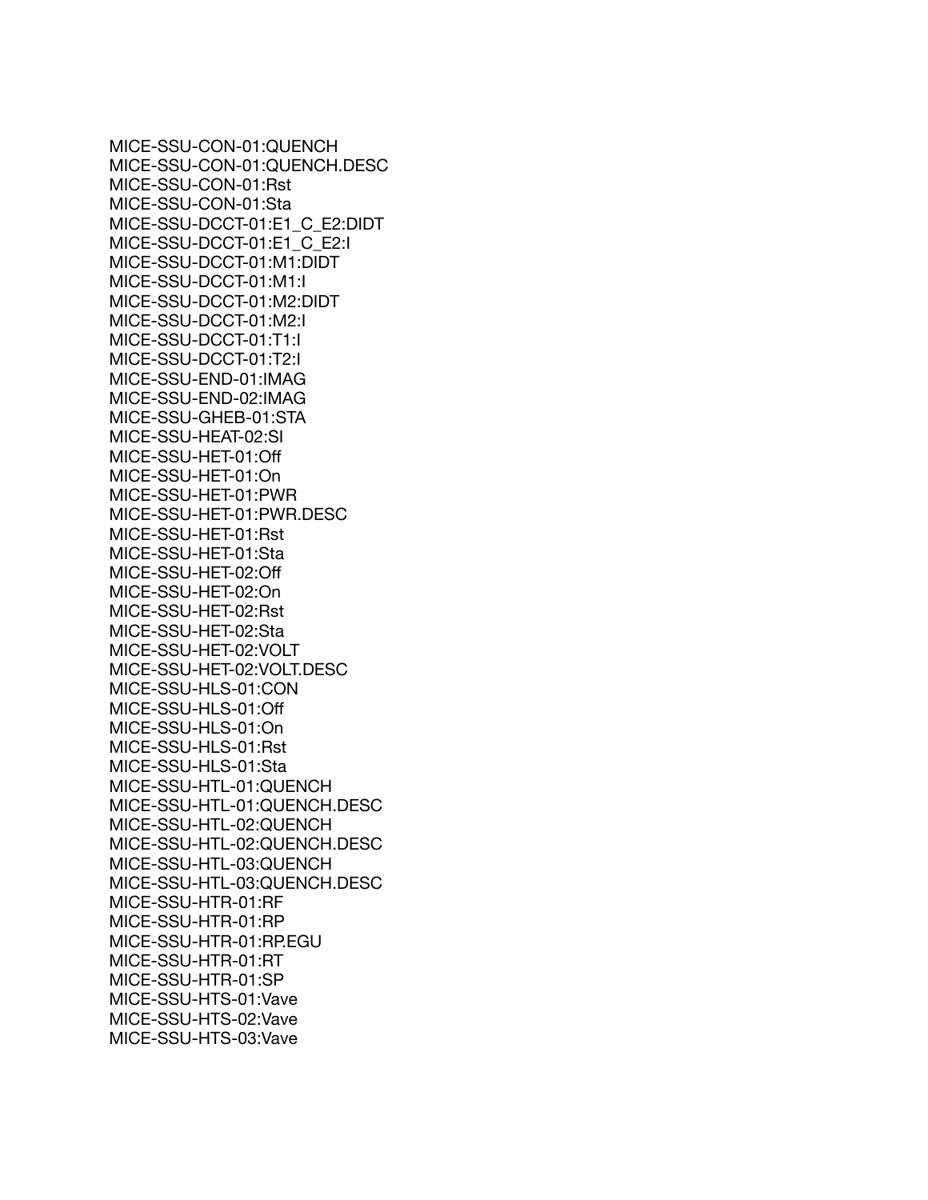MICE-SSU-CON-01:QUENCH
MICE-SSU-CON-01:QUENCH.DESC
MICE-SSU-CON-01:Rst
MICE-SSU-CON-01:Sta
MICE-SSU-DCCT-01:E1_C_E2:DIDT
MICE-SSU-DCCT-01:E1_C_E2:I
MICE-SSU-DCCT-01:M1:DIDT
MICE-SSU-DCCT-01:M1:I
MICE-SSU-DCCT-01:M2:DIDT
MICE-SSU-DCCT-01:M2:I
MICE-SSU-DCCT-01:T1:I
MICE-SSU-DCCT-01:T2:I
MICE-SSU-END-01:IMAG
MICE-SSU-END-02:IMAG
MICE-SSU-GHEB-01:STA
MICE-SSU-HEAT-02:SI
MICE-SSU-HET-01:Off
MICE-SSU-HET-01:On
MICE-SSU-HET-01:PWR
MICE-SSU-HET-01:PWR.DESC
MICE-SSU-HET-01:Rst
MICE-SSU-HET-01:Sta
MICE-SSU-HET-02:Off
MICE-SSU-HET-02:On
MICE-SSU-HET-02:Rst
MICE-SSU-HET-02:Sta
MICE-SSU-HET-02:VOLT
MICE-SSU-HET-02:VOLT.DESC
MICE-SSU-HLS-01:CON
MICE-SSU-HLS-01:Off
MICE-SSU-HLS-01:On
MICE-SSU-HLS-01:Rst
MICE-SSU-HLS-01:Sta
MICE-SSU-HTL-01:QUENCH
MICE-SSU-HTL-01:QUENCH.DESC
MICE-SSU-HTL-02:QUENCH
MICE-SSU-HTL-02:QUENCH.DESC
MICE-SSU-HTL-03:QUENCH
MICE-SSU-HTL-03:QUENCH.DESC
MICE-SSU-HTR-01:RF
MICE-SSU-HTR-01:RP
MICE-SSU-HTR-01:RP.EGU
MICE-SSU-HTR-01:RT
MICE-SSU-HTR-01:SP
MICE-SSU-HTS-01:Vave
MICE-SSU-HTS-02:Vave
MICE-SSU-HTS-03:Vave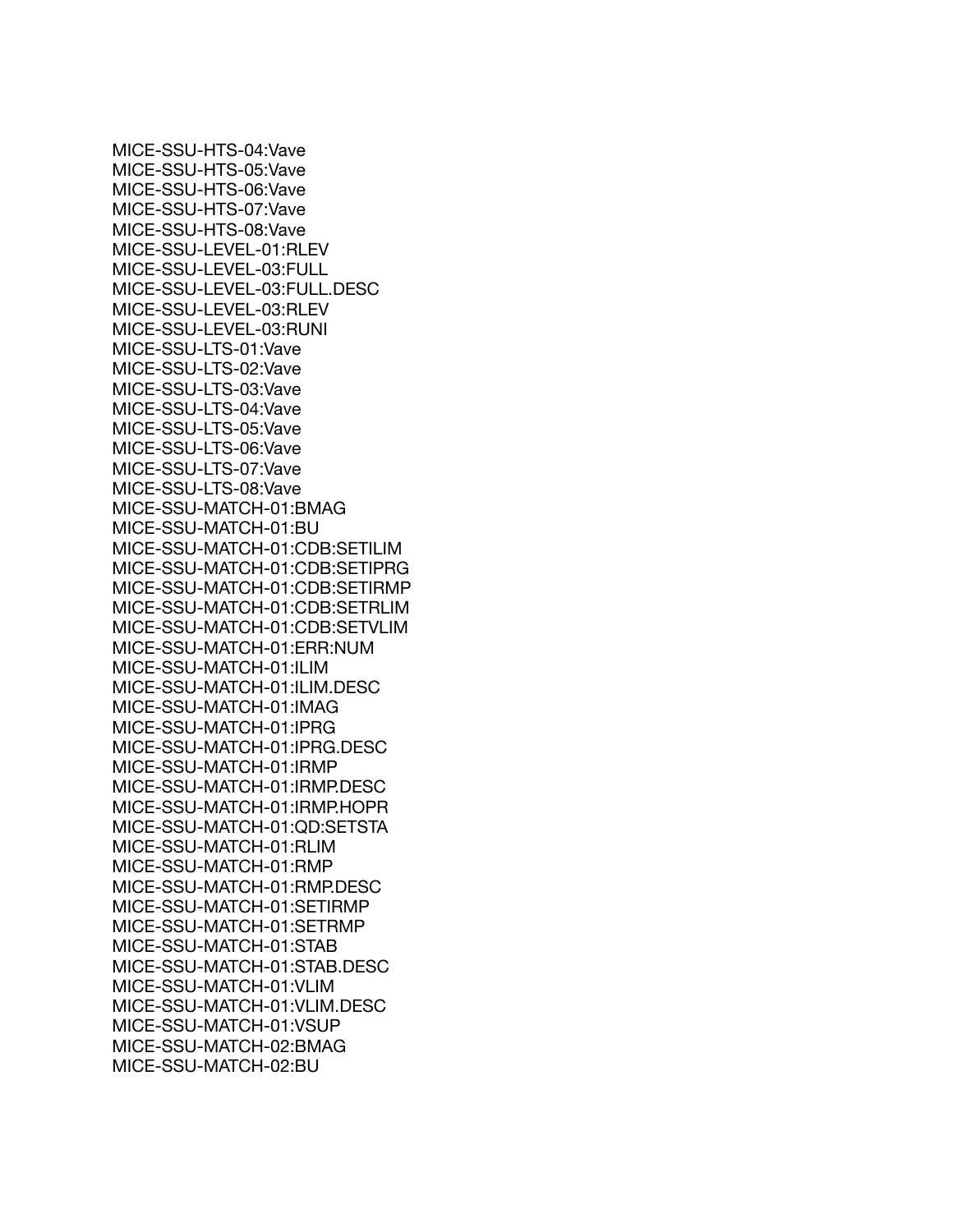MICE-SSU-HTS-04:Vave
MICE-SSU-HTS-05:Vave
MICE-SSU-HTS-06:Vave
MICE-SSU-HTS-07:Vave
MICE-SSU-HTS-08:Vave
MICE-SSU-LEVEL-01:RLEV
MICE-SSU-LEVEL-03:FULL
MICE-SSU-LEVEL-03:FULL.DESC
MICE-SSU-LEVEL-03:RLEV
MICE-SSU-LEVEL-03:RUNI
MICE-SSU-LTS-01:Vave
MICE-SSU-LTS-02:Vave
MICE-SSU-LTS-03:Vave
MICE-SSU-LTS-04:Vave
MICE-SSU-LTS-05:Vave
MICE-SSU-LTS-06:Vave
MICE-SSU-LTS-07:Vave
MICE-SSU-LTS-08:Vave
MICE-SSU-MATCH-01:BMAG
MICE-SSU-MATCH-01:BU
MICE-SSU-MATCH-01:CDB:SETILIM
MICE-SSU-MATCH-01:CDB:SETIPRG
MICE-SSU-MATCH-01:CDB:SETIRMP
MICE-SSU-MATCH-01:CDB:SETRLIM
MICE-SSU-MATCH-01:CDB:SETVLIM
MICE-SSU-MATCH-01:ERR:NUM
MICE-SSU-MATCH-01:ILIM
MICE-SSU-MATCH-01:ILIM.DESC
MICE-SSU-MATCH-01:IMAG
MICE-SSU-MATCH-01:IPRG
MICE-SSU-MATCH-01:IPRG.DESC
MICE-SSU-MATCH-01:IRMP
MICE-SSU-MATCH-01:IRMP.DESC
MICE-SSU-MATCH-01:IRMP.HOPR
MICE-SSU-MATCH-01:QD:SETSTA
MICE-SSU-MATCH-01:RLIM
MICE-SSU-MATCH-01:RMP
MICE-SSU-MATCH-01:RMP.DESC
MICE-SSU-MATCH-01:SETIRMP
MICE-SSU-MATCH-01:SETRMP
MICE-SSU-MATCH-01:STAB
MICE-SSU-MATCH-01:STAB.DESC
MICE-SSU-MATCH-01:VLIM
MICE-SSU-MATCH-01:VLIM.DESC
MICE-SSU-MATCH-01:VSUP
MICE-SSU-MATCH-02:BMAG
MICE-SSU-MATCH-02:BU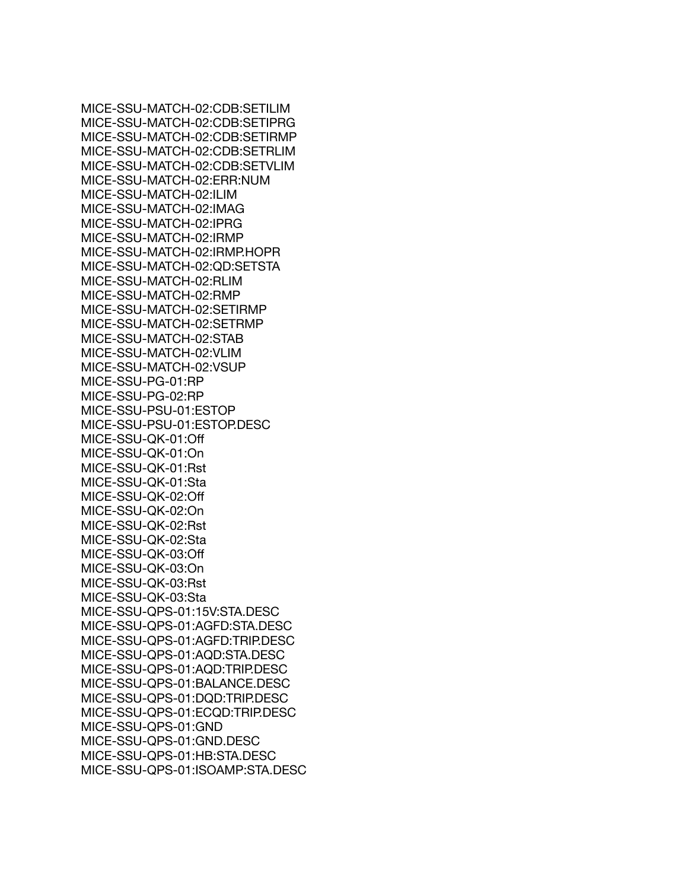MICE-SSU-MATCH-02:CDB:SETILIM
MICE-SSU-MATCH-02:CDB:SETIPRG
MICE-SSU-MATCH-02:CDB:SETIRMP
MICE-SSU-MATCH-02:CDB:SETRLIM
MICE-SSU-MATCH-02:CDB:SETVLIM
MICE-SSU-MATCH-02:ERR:NUM
MICE-SSU-MATCH-02:ILIM
MICE-SSU-MATCH-02:IMAG
MICE-SSU-MATCH-02:IPRG
MICE-SSU-MATCH-02:IRMP
MICE-SSU-MATCH-02:IRMP.HOPR
MICE-SSU-MATCH-02:QD:SETSTA
MICE-SSU-MATCH-02:RLIM
MICE-SSU-MATCH-02:RMP
MICE-SSU-MATCH-02:SETIRMP
MICE-SSU-MATCH-02:SETRMP
MICE-SSU-MATCH-02:STAB
MICE-SSU-MATCH-02:VLIM
MICE-SSU-MATCH-02:VSUP
MICE-SSU-PG-01:RP
MICE-SSU-PG-02:RP
MICE-SSU-PSU-01:ESTOP
MICE-SSU-PSU-01:ESTOP.DESC
MICE-SSU-QK-01:Off
MICE-SSU-QK-01:On
MICE-SSU-QK-01:Rst
MICE-SSU-QK-01:Sta
MICE-SSU-QK-02:Off
MICE-SSU-QK-02:On
MICE-SSU-QK-02:Rst
MICE-SSU-QK-02:Sta
MICE-SSU-QK-03:Off
MICE-SSU-QK-03:On
MICE-SSU-QK-03:Rst
MICE-SSU-QK-03:Sta
MICE-SSU-QPS-01:15V:STA.DESC
MICE-SSU-QPS-01:AGFD:STA.DESC
MICE-SSU-QPS-01:AGFD:TRIP.DESC
MICE-SSU-QPS-01:AQD:STA.DESC
MICE-SSU-QPS-01:AQD:TRIP.DESC
MICE-SSU-QPS-01:BALANCE.DESC
MICE-SSU-QPS-01:DQD:TRIP.DESC
MICE-SSU-QPS-01:ECQD:TRIP.DESC
MICE-SSU-QPS-01:GND
MICE-SSU-QPS-01:GND.DESC
MICE-SSU-QPS-01:HB:STA.DESC
MICE-SSU-QPS-01:ISOAMP:STA.DESC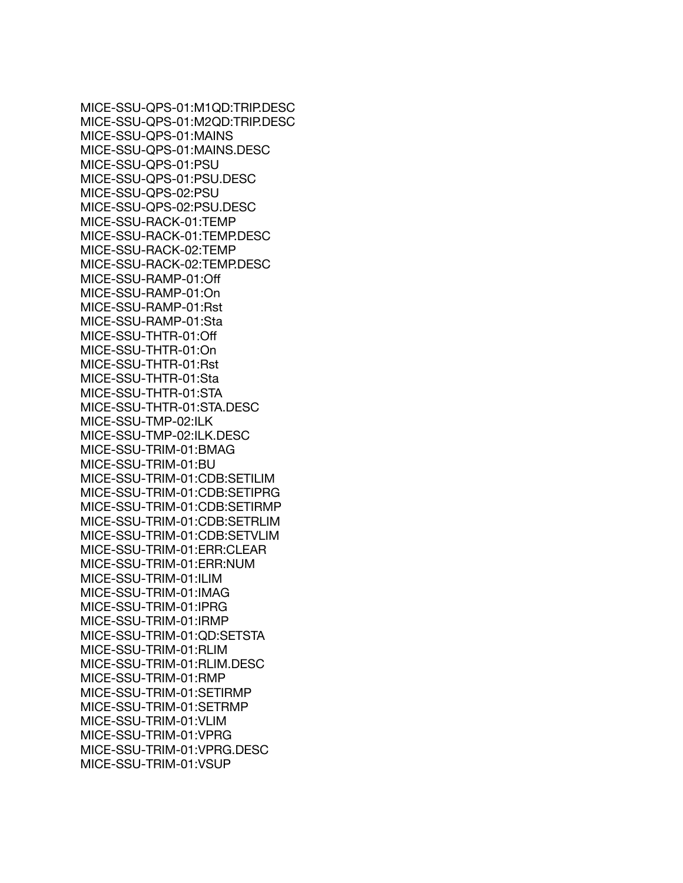MICE-SSU-QPS-01:M1QD:TRIP.DESC
MICE-SSU-QPS-01:M2QD:TRIP.DESC
MICE-SSU-QPS-01:MAINS
MICE-SSU-QPS-01:MAINS.DESC
MICE-SSU-QPS-01:PSU
MICE-SSU-QPS-01:PSU.DESC
MICE-SSU-QPS-02:PSU
MICE-SSU-QPS-02:PSU.DESC
MICE-SSU-RACK-01:TEMP
MICE-SSU-RACK-01:TEMP.DESC
MICE-SSU-RACK-02:TEMP
MICE-SSU-RACK-02:TEMP.DESC
MICE-SSU-RAMP-01:Off
MICE-SSU-RAMP-01:On
MICE-SSU-RAMP-01:Rst
MICE-SSU-RAMP-01:Sta
MICE-SSU-THTR-01:Off
MICE-SSU-THTR-01:On
MICE-SSU-THTR-01:Rst
MICE-SSU-THTR-01:Sta
MICE-SSU-THTR-01:STA
MICE-SSU-THTR-01:STA.DESC
MICE-SSU-TMP-02:ILK
MICE-SSU-TMP-02:ILK.DESC
MICE-SSU-TRIM-01:BMAG
MICE-SSU-TRIM-01:BU
MICE-SSU-TRIM-01:CDB:SETILIM
MICE-SSU-TRIM-01:CDB:SETIPRG
MICE-SSU-TRIM-01:CDB:SETIRMP
MICE-SSU-TRIM-01:CDB:SETRLIM
MICE-SSU-TRIM-01:CDB:SETVLIM
MICE-SSU-TRIM-01:ERR:CLEAR
MICE-SSU-TRIM-01:ERR:NUM
MICE-SSU-TRIM-01:ILIM
MICE-SSU-TRIM-01:IMAG
MICE-SSU-TRIM-01:IPRG
MICE-SSU-TRIM-01:IRMP
MICE-SSU-TRIM-01:QD:SETSTA
MICE-SSU-TRIM-01:RLIM
MICE-SSU-TRIM-01:RLIM.DESC
MICE-SSU-TRIM-01:RMP
MICE-SSU-TRIM-01:SETIRMP
MICE-SSU-TRIM-01:SETRMP
MICE-SSU-TRIM-01:VLIM
MICE-SSU-TRIM-01:VPRG
MICE-SSU-TRIM-01:VPRG.DESC
MICE-SSU-TRIM-01:VSUP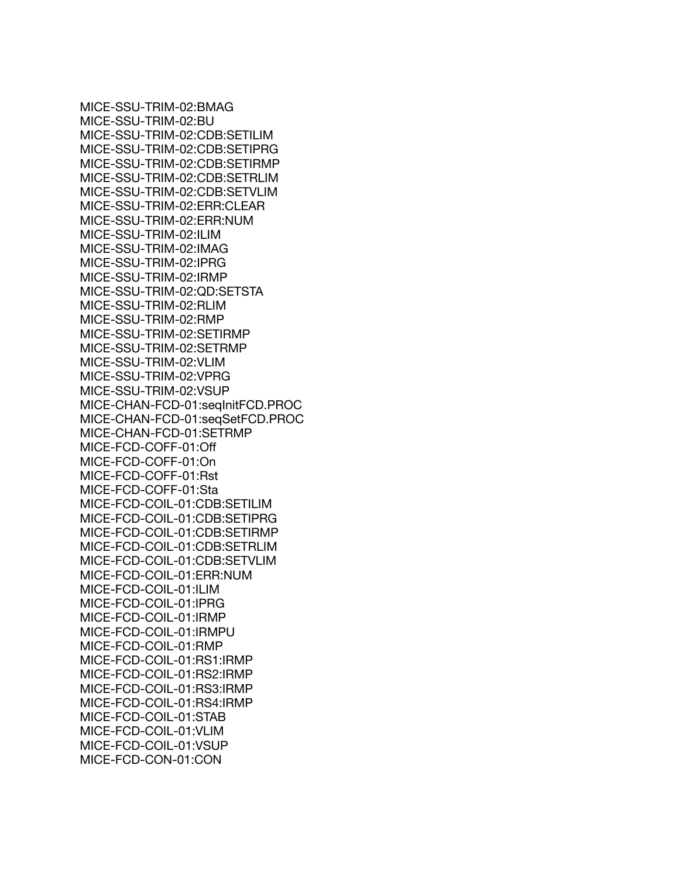MICE-SSU-TRIM-02:BMAG
MICE-SSU-TRIM-02:BU
MICE-SSU-TRIM-02:CDB:SETILIM
MICE-SSU-TRIM-02:CDB:SETIPRG
MICE-SSU-TRIM-02:CDB:SETIRMP
MICE-SSU-TRIM-02:CDB:SETRLIM
MICE-SSU-TRIM-02:CDB:SETVLIM
MICE-SSU-TRIM-02:ERR:CLEAR
MICE-SSU-TRIM-02:ERR:NUM
MICE-SSU-TRIM-02:ILIM
MICE-SSU-TRIM-02:IMAG
MICE-SSU-TRIM-02:IPRG
MICE-SSU-TRIM-02:IRMP
MICE-SSU-TRIM-02:QD:SETSTA
MICE-SSU-TRIM-02:RLIM
MICE-SSU-TRIM-02:RMP
MICE-SSU-TRIM-02:SETIRMP
MICE-SSU-TRIM-02:SETRMP
MICE-SSU-TRIM-02:VLIM
MICE-SSU-TRIM-02:VPRG
MICE-SSU-TRIM-02:VSUP
MICE-CHAN-FCD-01:seqInitFCD.PROC
MICE-CHAN-FCD-01:seqSetFCD.PROC
MICE-CHAN-FCD-01:SETRMP
MICE-FCD-COFF-01:Off
MICE-FCD-COFF-01:On
MICE-FCD-COFF-01:Rst
MICE-FCD-COFF-01:Sta
MICE-FCD-COIL-01:CDB:SETILIM
MICE-FCD-COIL-01:CDB:SETIPRG
MICE-FCD-COIL-01:CDB:SETIRMP
MICE-FCD-COIL-01:CDB:SETRLIM
MICE-FCD-COIL-01:CDB:SETVLIM
MICE-FCD-COIL-01:ERR:NUM
MICE-FCD-COIL-01:ILIM
MICE-FCD-COIL-01:IPRG
MICE-FCD-COIL-01:IRMP
MICE-FCD-COIL-01:IRMPU
MICE-FCD-COIL-01:RMP
MICE-FCD-COIL-01:RS1:IRMP
MICE-FCD-COIL-01:RS2:IRMP
MICE-FCD-COIL-01:RS3:IRMP
MICE-FCD-COIL-01:RS4:IRMP
MICE-FCD-COIL-01:STAB
MICE-FCD-COIL-01:VLIM
MICE-FCD-COIL-01:VSUP
MICE-FCD-CON-01:CON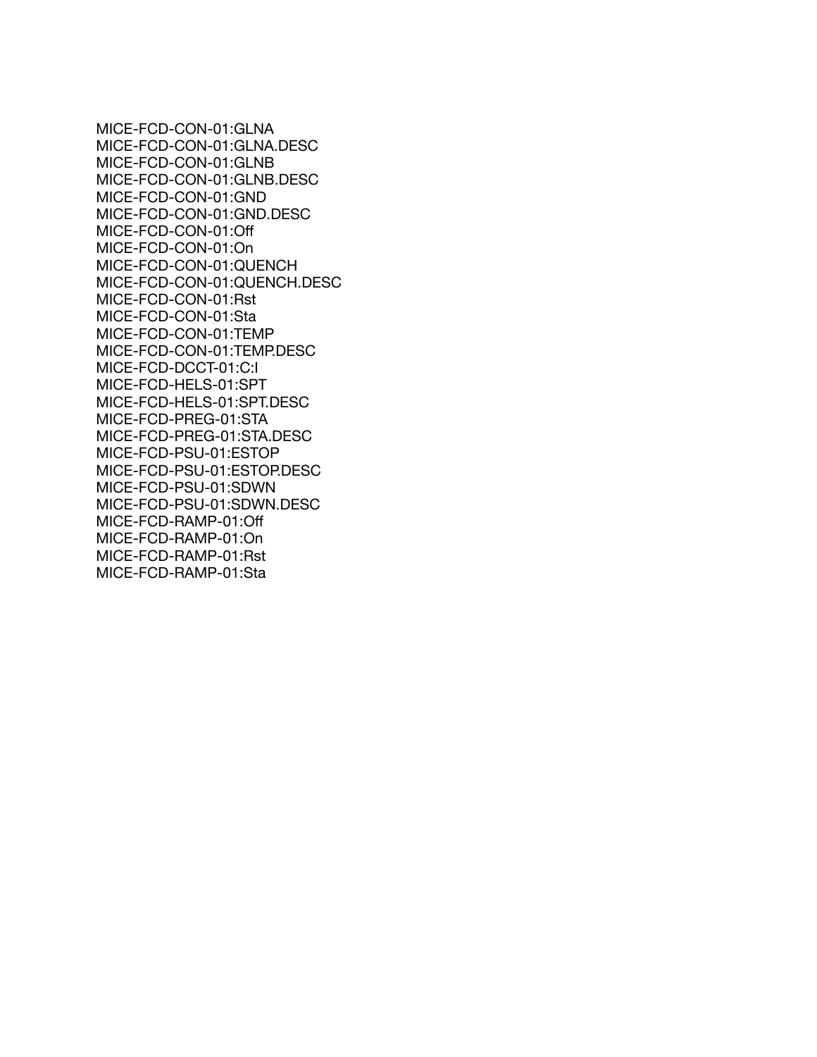MICE-FCD-CON-01:GLNA
MICE-FCD-CON-01:GLNA.DESC
MICE-FCD-CON-01:GLNB
MICE-FCD-CON-01:GLNB.DESC
MICE-FCD-CON-01:GND
MICE-FCD-CON-01:GND.DESC
MICE-FCD-CON-01:Off
MICE-FCD-CON-01:On
MICE-FCD-CON-01:QUENCH
MICE-FCD-CON-01:QUENCH.DESC
MICE-FCD-CON-01:Rst
MICE-FCD-CON-01:Sta
MICE-FCD-CON-01:TEMP
MICE-FCD-CON-01:TEMP.DESC
MICE-FCD-DCCT-01:C:I
MICE-FCD-HELS-01:SPT
MICE-FCD-HELS-01:SPT.DESC
MICE-FCD-PREG-01:STA
MICE-FCD-PREG-01:STA.DESC
MICE-FCD-PSU-01:ESTOP
MICE-FCD-PSU-01:ESTOP.DESC
MICE-FCD-PSU-01:SDWN
MICE-FCD-PSU-01:SDWN.DESC
MICE-FCD-RAMP-01:Off
MICE-FCD-RAMP-01:On
MICE-FCD-RAMP-01:Rst
MICE-FCD-RAMP-01:Sta